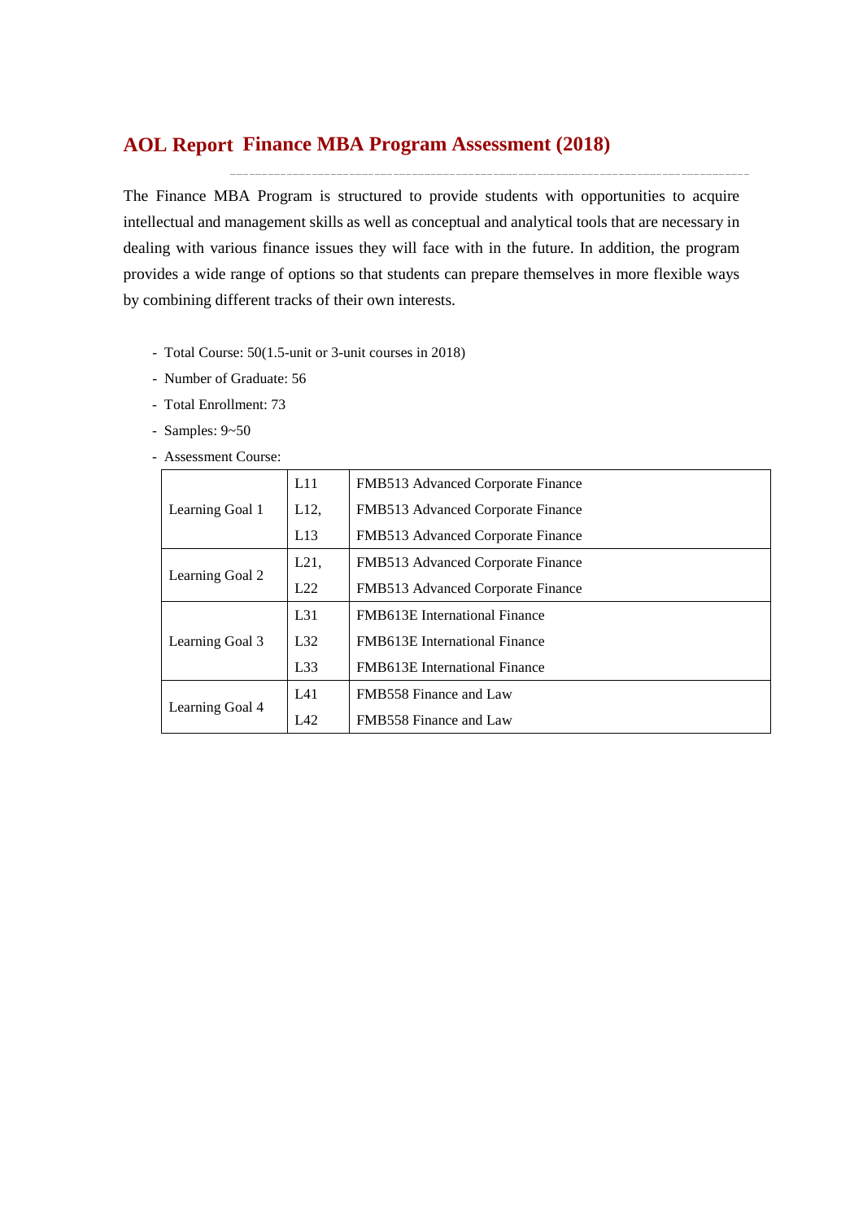# AOL Report Finance MBA Program Assessment (2018)

The Finance MBA Program is structured to provide students with opportunities to acquire intellectual and management skills as well as conceptual and analytical tools that are necessary in dealing with various finance issues they will face with in the future. In addition, the program provides a wide range of options so that students can prepare themselves in more flexible ways by combining different tracks of their own interests.

- Total Course: 50(1.5-unit or 3-unit courses in 2018)
- Number of Graduate: 56
- Total Enrollment: 73
- Samples: 9~50
- Assessment Course:

| | | |
|---|---|---|
| Learning Goal 1 | L11 | FMB513 Advanced Corporate Finance |
| | L12, | FMB513 Advanced Corporate Finance |
| | L13 | FMB513 Advanced Corporate Finance |
| Learning Goal 2 | L21, | FMB513 Advanced Corporate Finance |
| | L22 | FMB513 Advanced Corporate Finance |
| Learning Goal 3 | L31 | FMB613E International Finance |
| | L32 | FMB613E International Finance |
| | L33 | FMB613E International Finance |
| Learning Goal 4 | L41 | FMB558 Finance and Law |
| | L42 | FMB558 Finance and Law |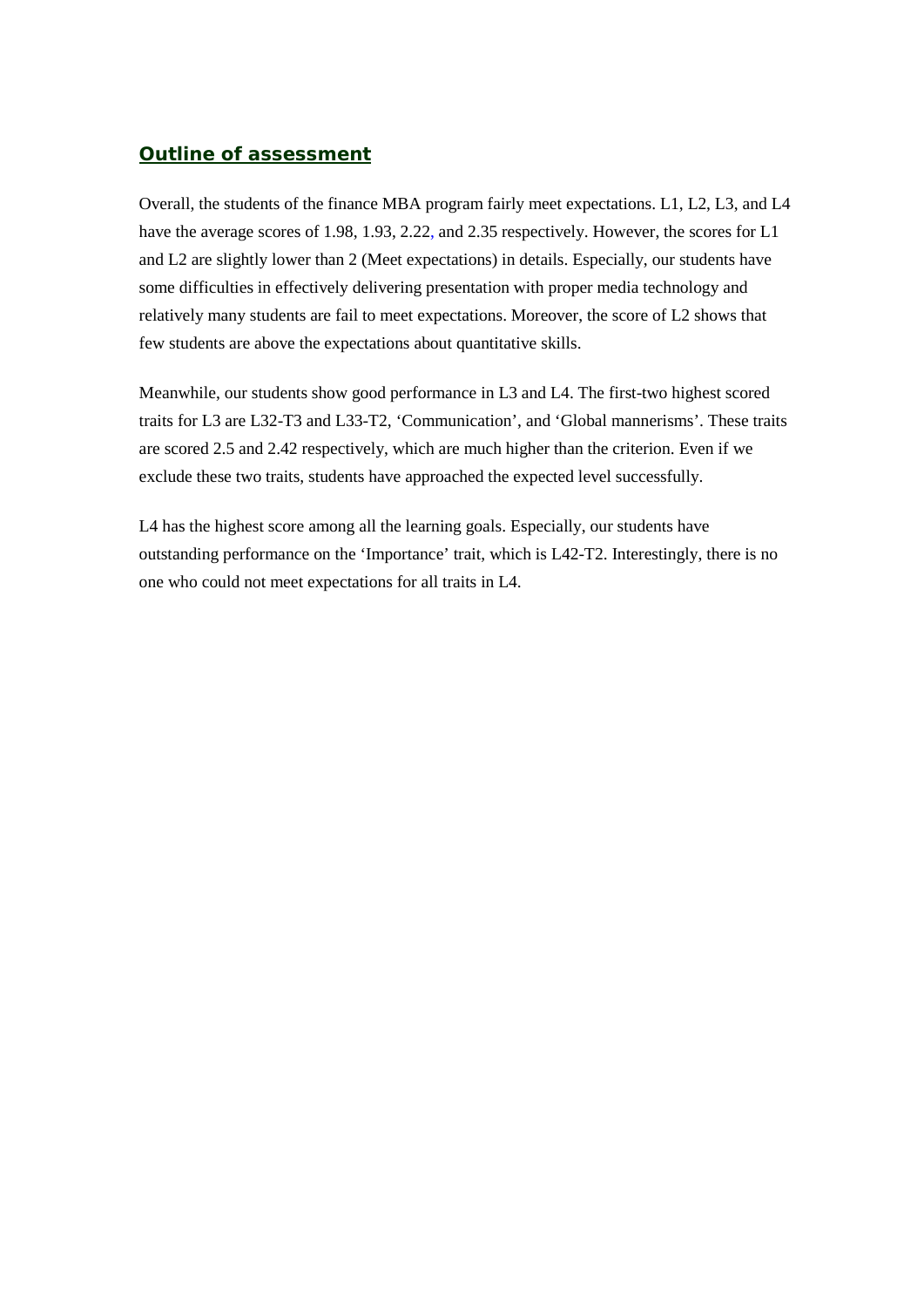## **Outline of assessment**

Overall, the students of the finance MBA program fairly meet expectations. L1, L2, L3, and L4 have the average scores of 1.98, 1.93, 2.22, and 2.35 respectively. However, the scores for L1 and L2 are slightly lower than 2 (Meet expectations) in details. Especially, our students have some difficulties in effectively delivering presentation with proper media technology and relatively many students are fail to meet expectations. Moreover, the score of L2 shows that few students are above the expectations about quantitative skills.

Meanwhile, our students show good performance in L3 and L4. The first-two highest scored traits for L3 are L32-T3 and L33-T2, 'Communication', and 'Global mannerisms'. These traits are scored 2.5 and 2.42 respectively, which are much higher than the criterion. Even if we exclude these two traits, students have approached the expected level successfully.

L4 has the highest score among all the learning goals. Especially, our students have outstanding performance on the 'Importance' trait, which is L42-T2. Interestingly, there is no one who could not meet expectations for all traits in L4.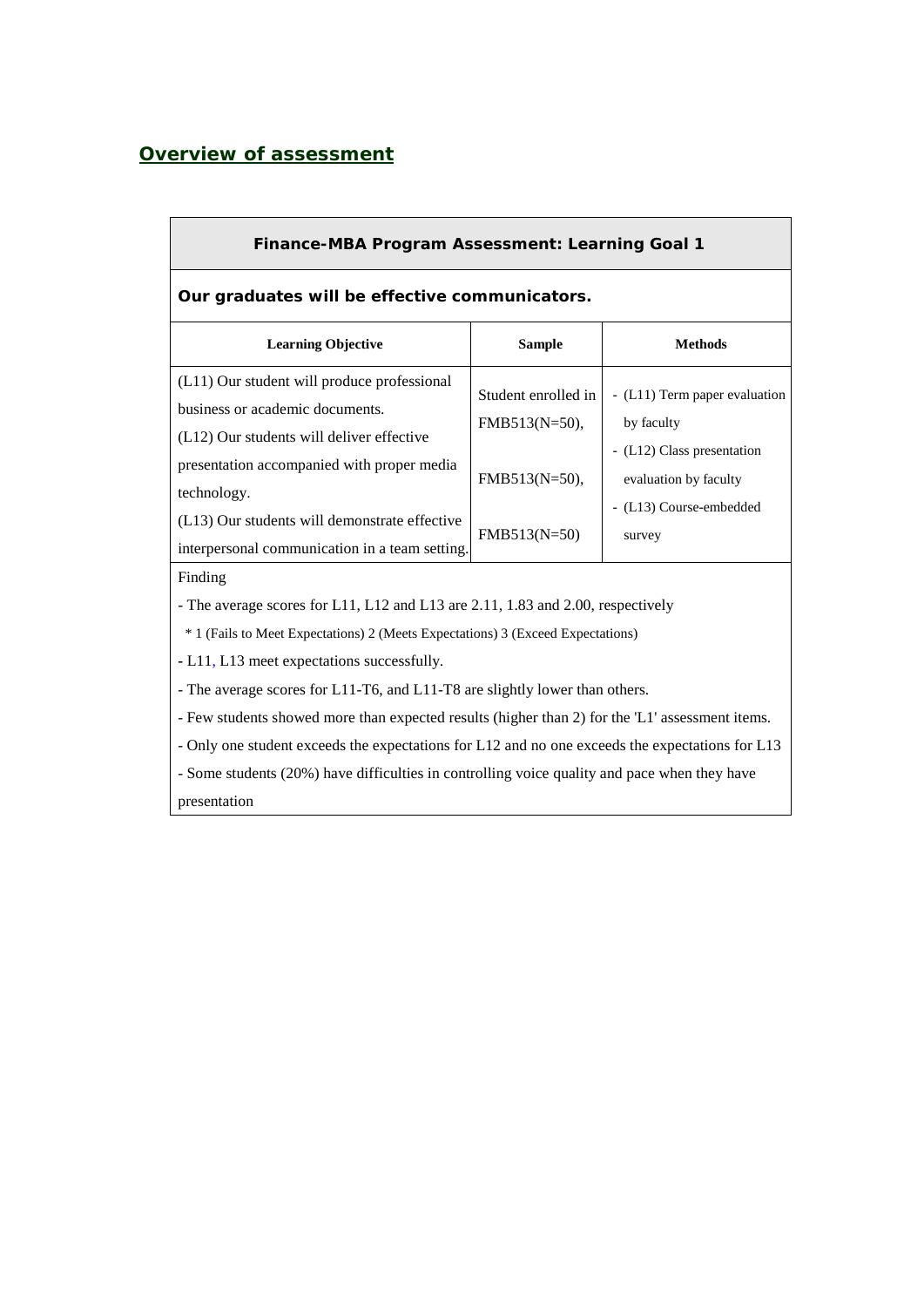## Overview of assessment

| Finance-MBA Program Assessment: Learning Goal 1 | | |
|---|---|---|
| **Our graduates will be effective communicators.** | | |
| **Learning Objective** | **Sample** | **Methods** |
| (L11) Our student will produce professional business or academic documents.<br>(L12) Our students will deliver effective presentation accompanied with proper media technology.<br>(L13) Our students will demonstrate effective interpersonal communication in a team setting. | Student enrolled in FMB513(N=50),<br>FMB513(N=50),<br>FMB513(N=50) | - (L11) Term paper evaluation by faculty<br>- (L12) Class presentation evaluation by faculty<br>- (L13) Course-embedded survey |
| Finding<br>- The average scores for L11, L12 and L13 are 2.11, 1.83 and 2.00, respectively<br>* 1 (Fails to Meet Expectations) 2 (Meets Expectations) 3 (Exceed Expectations)<br>- L11, L13 meet expectations successfully.<br>- The average scores for L11-T6, and L11-T8 are slightly lower than others.<br>- Few students showed more than expected results (higher than 2) for the 'L1' assessment items.<br>- Only one student exceeds the expectations for L12 and no one exceeds the expectations for L13<br>- Some students (20%) have difficulties in controlling voice quality and pace when they have presentation | | |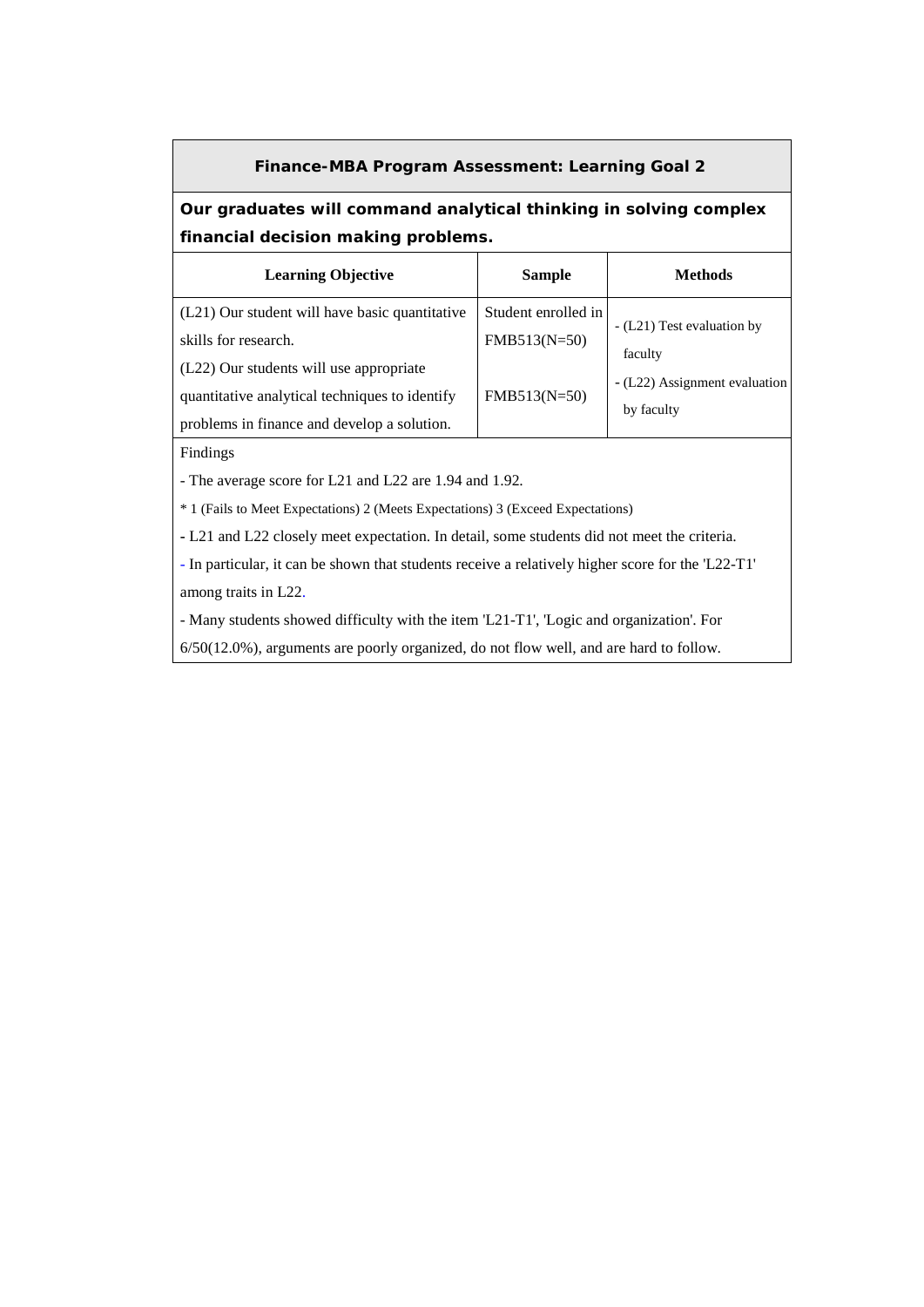## Finance-MBA Program Assessment: Learning Goal 2

**Our graduates will command analytical thinking in solving complex financial decision making problems.**

| Learning Objective | Sample | Methods |
|---|---|---|
| (L21) Our student will have basic quantitative skills for research.<br>(L22) Our students will use appropriate quantitative analytical techniques to identify problems in finance and develop a solution. | Student enrolled in FMB513(N=50)<br><br>FMB513(N=50) | - (L21) Test evaluation by faculty<br>- (L22) Assignment evaluation by faculty |

Findings

- The average score for L21 and L22 are 1.94 and 1.92.

* 1 (Fails to Meet Expectations) 2 (Meets Expectations) 3 (Exceed Expectations)

- L21 and L22 closely meet expectation. In detail, some students did not meet the criteria.
- In particular, it can be shown that students receive a relatively higher score for the 'L22-T1' among traits in L22.
- Many students showed difficulty with the item 'L21-T1', 'Logic and organization'. For 6/50(12.0%), arguments are poorly organized, do not flow well, and are hard to follow.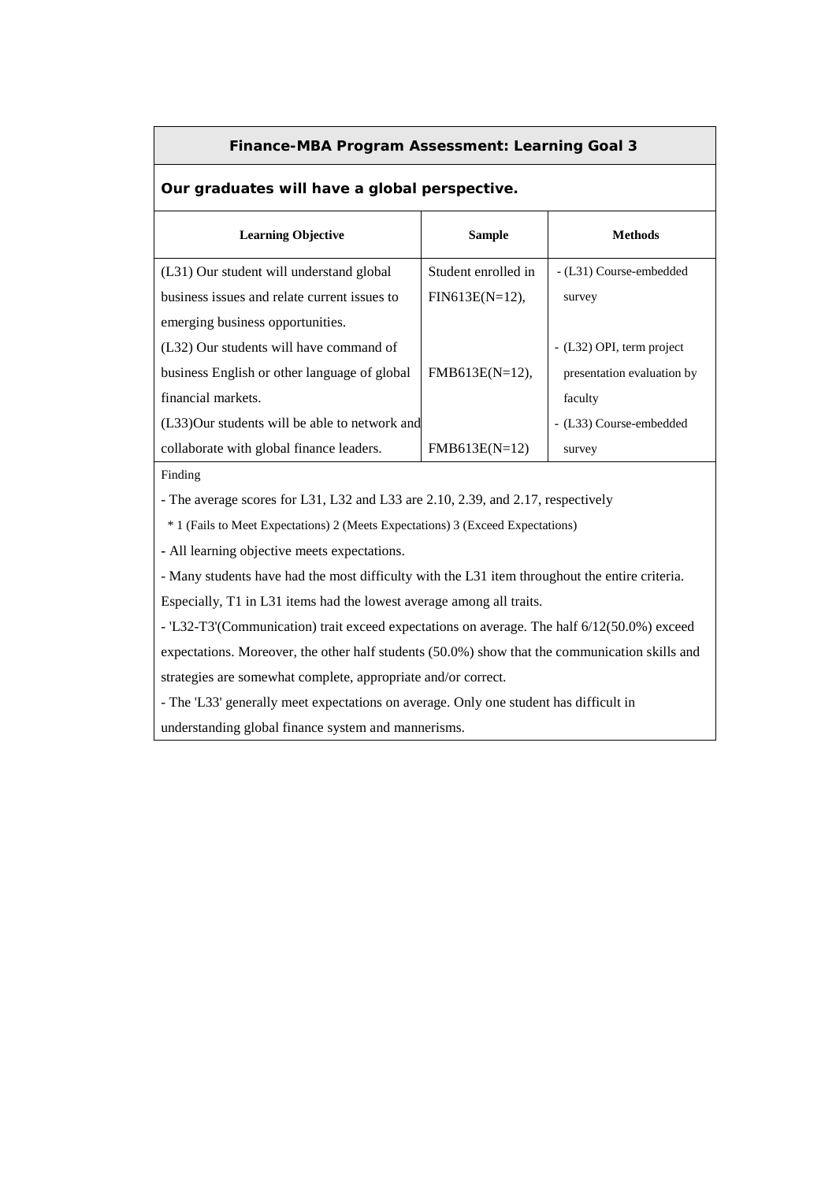## Finance-MBA Program Assessment: Learning Goal 3

**Our graduates will have a global perspective.**

| Learning Objective | Sample | Methods |
|---|---|---|
| (L31) Our student will understand global business issues and relate current issues to emerging business opportunities. | Student enrolled in FIN613E(N=12), | - (L31) Course-embedded survey |
| (L32) Our students will have command of business English or other language of global financial markets. | FMB613E(N=12), | - (L32) OPI, term project presentation evaluation by faculty |
| (L33)Our students will be able to network and collaborate with global finance leaders. | FMB613E(N=12) | - (L33) Course-embedded survey |

Finding

- The average scores for L31, L32 and L33 are 2.10, 2.39, and 2.17, respectively

  * 1 (Fails to Meet Expectations) 2 (Meets Expectations) 3 (Exceed Expectations)

- All learning objective meets expectations.
- Many students have had the most difficulty with the L31 item throughout the entire criteria. Especially, T1 in L31 items had the lowest average among all traits.
- 'L32-T3'(Communication) trait exceed expectations on average. The half 6/12(50.0%) exceed expectations. Moreover, the other half students (50.0%) show that the communication skills and strategies are somewhat complete, appropriate and/or correct.
- The 'L33' generally meet expectations on average. Only one student has difficult in understanding global finance system and mannerisms.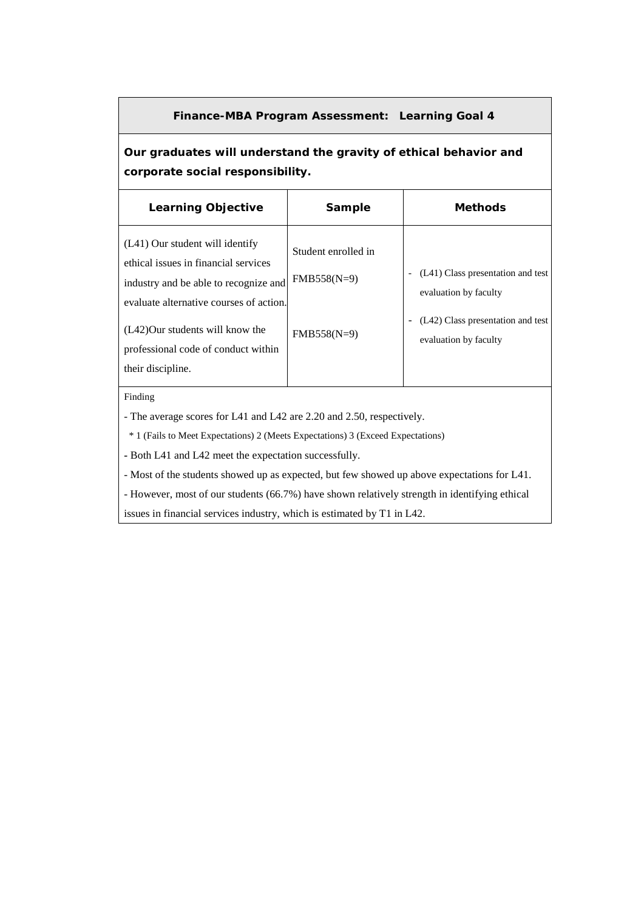## Finance-MBA Program Assessment: Learning Goal 4

**Our graduates will understand the gravity of ethical behavior and corporate social responsibility.**

| Learning Objective | Sample | Methods |
| --- | --- | --- |
| (L41) Our student will identify ethical issues in financial services industry and be able to recognize and evaluate alternative courses of action. | Student enrolled in FMB558(N=9) | - (L41) Class presentation and test evaluation by faculty |
| (L42)Our students will know the professional code of conduct within their discipline. | FMB558(N=9) | - (L42) Class presentation and test evaluation by faculty |

Finding

- The average scores for L41 and L42 are 2.20 and 2.50, respectively.

  * 1 (Fails to Meet Expectations) 2 (Meets Expectations) 3 (Exceed Expectations)

- Both L41 and L42 meet the expectation successfully.
- Most of the students showed up as expected, but few showed up above expectations for L41.
- However, most of our students (66.7%) have shown relatively strength in identifying ethical issues in financial services industry, which is estimated by T1 in L42.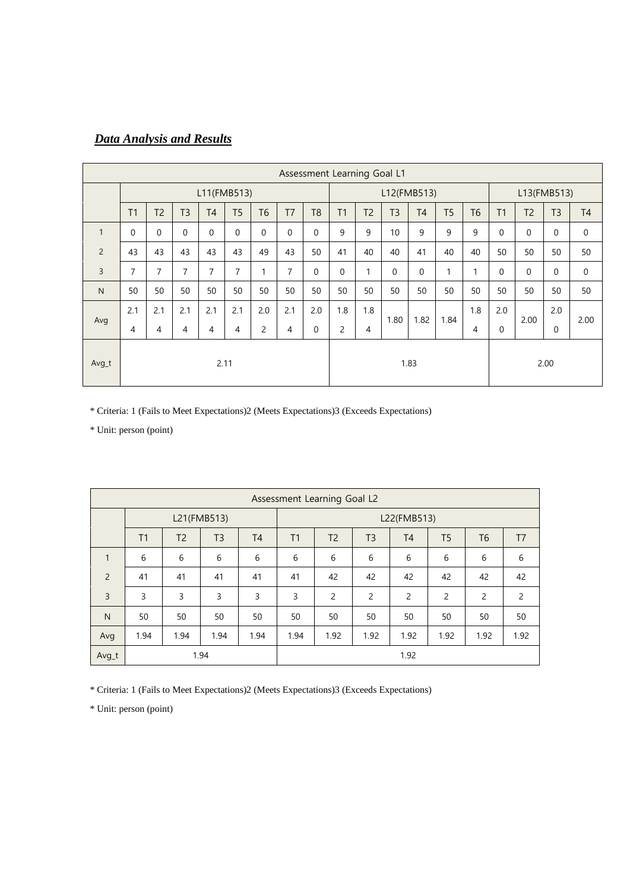***Data Analysis and Results***

| Assessment Learning Goal L1 | | | | | | | | | | | | | | | | | | |
|---|---|---|---|---|---|---|---|---|---|---|---|---|---|---|---|---|---|---|
| | L11(FMB513) | | | | | | | | L12(FMB513) | | | | | | L13(FMB513) | | | |
| | T1 | T2 | T3 | T4 | T5 | T6 | T7 | T8 | T1 | T2 | T3 | T4 | T5 | T6 | T1 | T2 | T3 | T4 |
| 1 | 0 | 0 | 0 | 0 | 0 | 0 | 0 | 0 | 9 | 9 | 10 | 9 | 9 | 9 | 0 | 0 | 0 | 0 |
| 2 | 43 | 43 | 43 | 43 | 43 | 49 | 43 | 50 | 41 | 40 | 40 | 41 | 40 | 40 | 50 | 50 | 50 | 50 |
| 3 | 7 | 7 | 7 | 7 | 7 | 1 | 7 | 0 | 0 | 1 | 0 | 0 | 1 | 1 | 0 | 0 | 0 | 0 |
| N | 50 | 50 | 50 | 50 | 50 | 50 | 50 | 50 | 50 | 50 | 50 | 50 | 50 | 50 | 50 | 50 | 50 | 50 |
| Avg | 2.14 | 2.14 | 2.14 | 2.14 | 2.14 | 2.02 | 2.14 | 2.00 | 1.82 | 1.84 | 1.80 | 1.82 | 1.84 | 1.84 | 2.00 | 2.00 | 2.00 | 2.00 |
| Avg_t | 2.11 | | | | | | | | 1.83 | | | | | | 2.00 | | | |

* Criteria: 1 (Fails to Meet Expectations)2 (Meets Expectations)3 (Exceeds Expectations)

* Unit: person (point)

| Assessment Learning Goal L2 | | | | | | | | | | | |
|---|---|---|---|---|---|---|---|---|---|---|---|
| | L21(FMB513) | | | | L22(FMB513) | | | | | | |
| | T1 | T2 | T3 | T4 | T1 | T2 | T3 | T4 | T5 | T6 | T7 |
| 1 | 6 | 6 | 6 | 6 | 6 | 6 | 6 | 6 | 6 | 6 | 6 |
| 2 | 41 | 41 | 41 | 41 | 41 | 42 | 42 | 42 | 42 | 42 | 42 |
| 3 | 3 | 3 | 3 | 3 | 3 | 2 | 2 | 2 | 2 | 2 | 2 |
| N | 50 | 50 | 50 | 50 | 50 | 50 | 50 | 50 | 50 | 50 | 50 |
| Avg | 1.94 | 1.94 | 1.94 | 1.94 | 1.94 | 1.92 | 1.92 | 1.92 | 1.92 | 1.92 | 1.92 |
| Avg_t | 1.94 | | | | 1.92 | | | | | | |

* Criteria: 1 (Fails to Meet Expectations)2 (Meets Expectations)3 (Exceeds Expectations)

* Unit: person (point)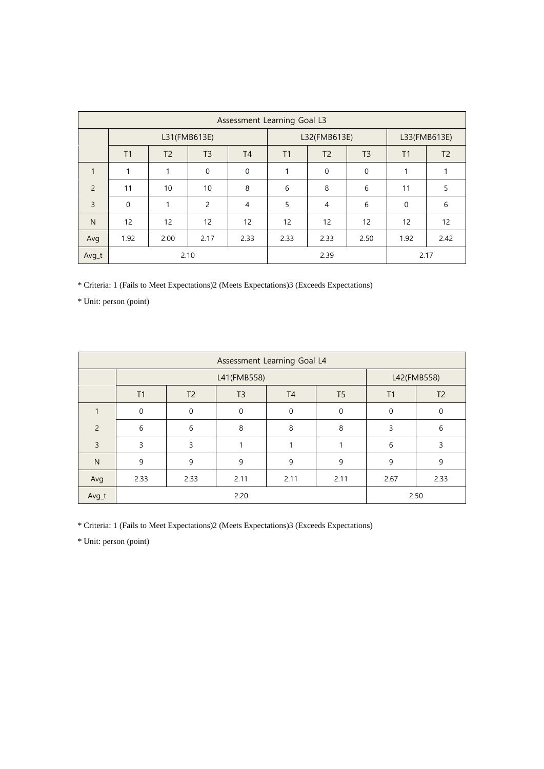| Assessment Learning Goal L3 | | | | | | | | | |
|---|---|---|---|---|---|---|---|---|---|
| | L31(FMB613E) | | | | L32(FMB613E) | | | L33(FMB613E) | |
| | T1 | T2 | T3 | T4 | T1 | T2 | T3 | T1 | T2 |
| 1 | 1 | 1 | 0 | 0 | 1 | 0 | 0 | 1 | 1 |
| 2 | 11 | 10 | 10 | 8 | 6 | 8 | 6 | 11 | 5 |
| 3 | 0 | 1 | 2 | 4 | 5 | 4 | 6 | 0 | 6 |
| N | 12 | 12 | 12 | 12 | 12 | 12 | 12 | 12 | 12 |
| Avg | 1.92 | 2.00 | 2.17 | 2.33 | 2.33 | 2.33 | 2.50 | 1.92 | 2.42 |
| Avg_t | 2.10 | | | | 2.39 | | | 2.17 | |

* Criteria: 1 (Fails to Meet Expectations)2 (Meets Expectations)3 (Exceeds Expectations)

* Unit: person (point)

| Assessment Learning Goal L4 | | | | | | | |
|---|---|---|---|---|---|---|---|
| | L41(FMB558) | | | | | L42(FMB558) | |
| | T1 | T2 | T3 | T4 | T5 | T1 | T2 |
| 1 | 0 | 0 | 0 | 0 | 0 | 0 | 0 |
| 2 | 6 | 6 | 8 | 8 | 8 | 3 | 6 |
| 3 | 3 | 3 | 1 | 1 | 1 | 6 | 3 |
| N | 9 | 9 | 9 | 9 | 9 | 9 | 9 |
| Avg | 2.33 | 2.33 | 2.11 | 2.11 | 2.11 | 2.67 | 2.33 |
| Avg_t | 2.20 | | | | | 2.50 | |

* Criteria: 1 (Fails to Meet Expectations)2 (Meets Expectations)3 (Exceeds Expectations)

* Unit: person (point)